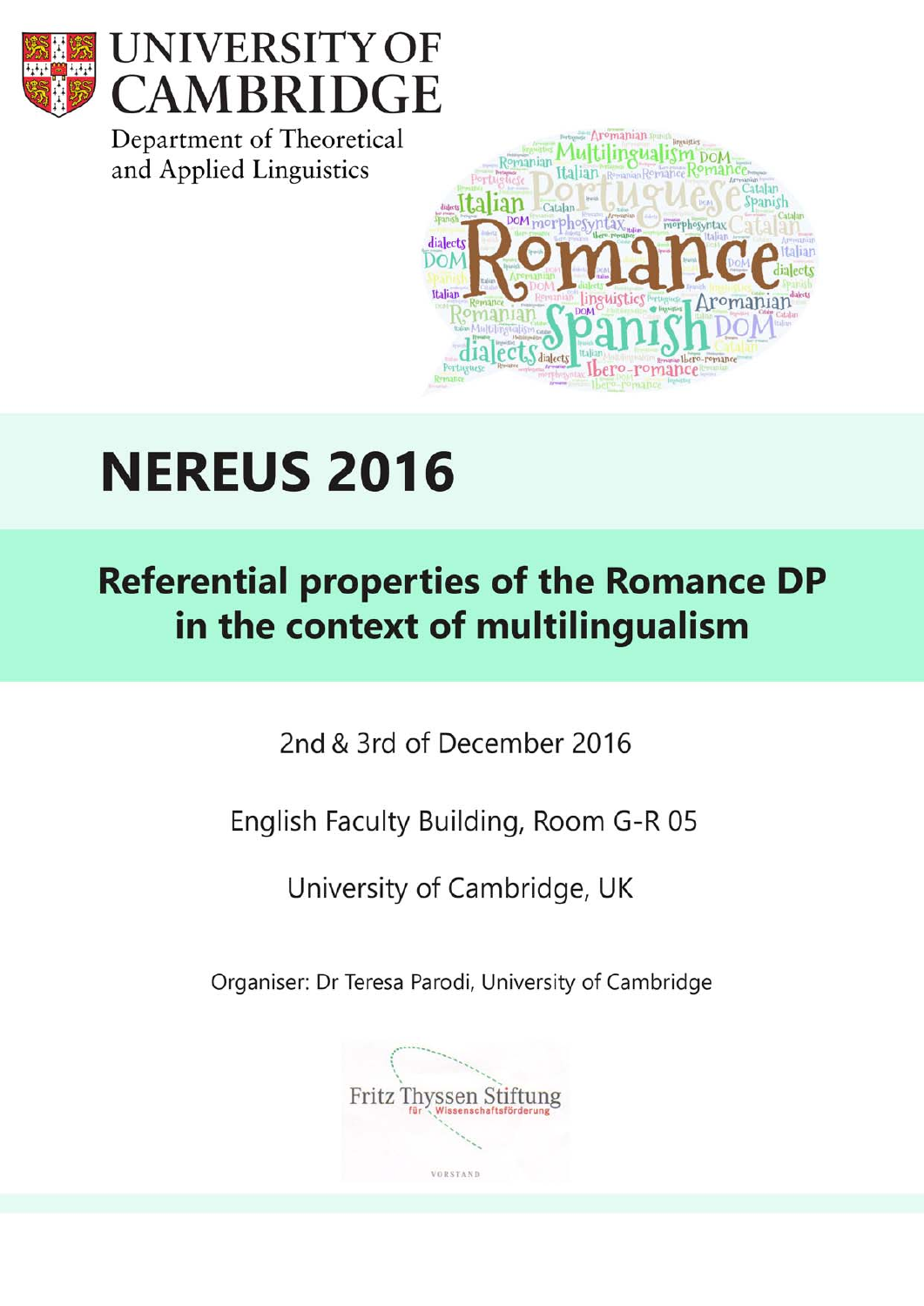UNIVERSITY OF CAMBRIDGE

Department of Theoretical and Applied Linguistics

# NEREUS 2016

## Referential properties of the Romance DP in the context of multilingualism

2nd & 3rd of December 2016

English Faculty Building, Room G-R 05

University of Cambridge, UK

Organiser: Dr Teresa Parodi, University of Cambridge

Fritz Thyssen Stiftung für Wissenschaftsförderung

VORSTAND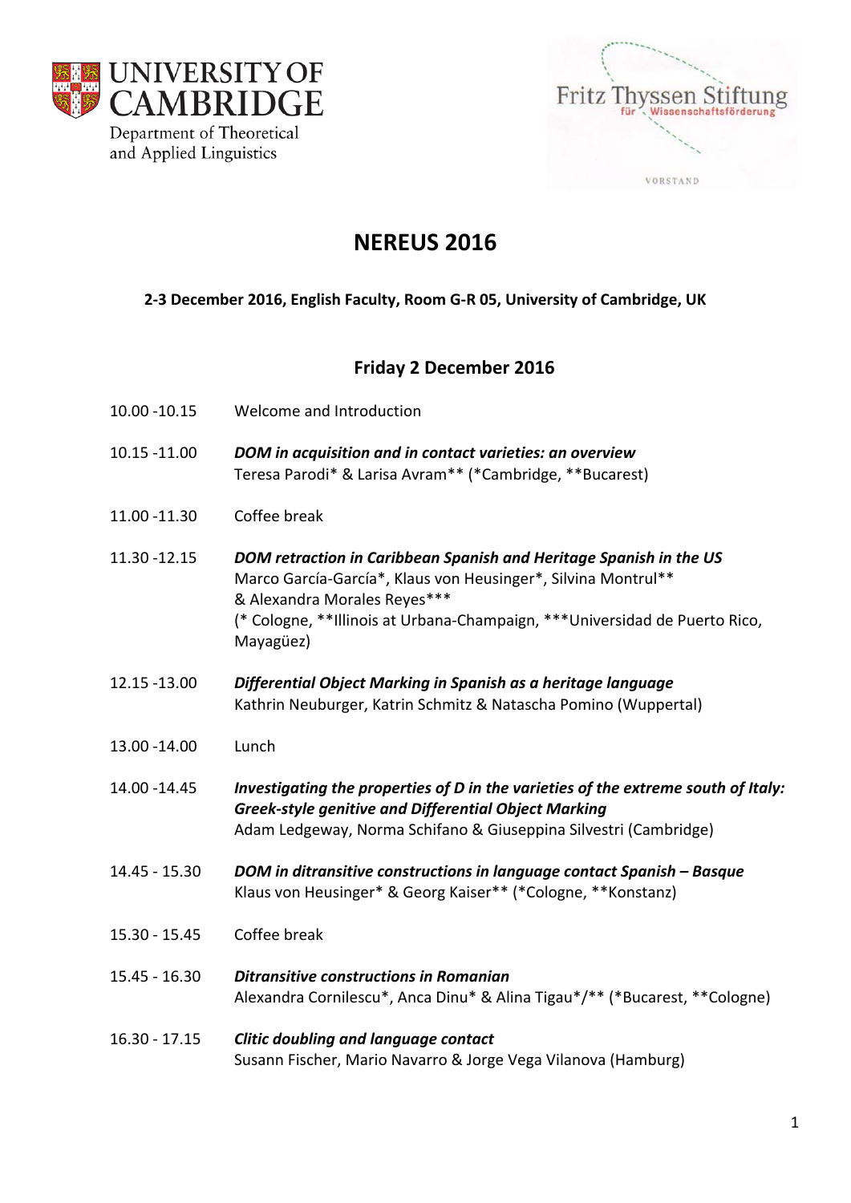UNIVERSITY OF CAMBRIDGE
Department of Theoretical and Applied Linguistics

Fritz Thyssen Stiftung für Wissenschaftsförderung
VORSTAND

# NEREUS 2016

**2-3 December 2016, English Faculty, Room G-R 05, University of Cambridge, UK**

## Friday 2 December 2016

10.00 -10.15 Welcome and Introduction

10.15 -11.00 ***DOM in acquisition and in contact varieties: an overview***
Teresa Parodi* & Larisa Avram** (*Cambridge, **Bucarest)

11.00 -11.30 Coffee break

11.30 -12.15 ***DOM retraction in Caribbean Spanish and Heritage Spanish in the US***
Marco García-García*, Klaus von Heusinger*, Silvina Montrul** & Alexandra Morales Reyes***
(* Cologne, **Illinois at Urbana-Champaign, ***Universidad de Puerto Rico, Mayagüez)

12.15 -13.00 ***Differential Object Marking in Spanish as a heritage language***
Kathrin Neuburger, Katrin Schmitz & Natascha Pomino (Wuppertal)

13.00 -14.00 Lunch

14.00 -14.45 ***Investigating the properties of D in the varieties of the extreme south of Italy: Greek-style genitive and Differential Object Marking***
Adam Ledgeway, Norma Schifano & Giuseppina Silvestri (Cambridge)

14.45 - 15.30 ***DOM in ditransitive constructions in language contact Spanish – Basque***
Klaus von Heusinger* & Georg Kaiser** (*Cologne, **Konstanz)

15.30 - 15.45 Coffee break

15.45 - 16.30 ***Ditransitive constructions in Romanian***
Alexandra Cornilescu*, Anca Dinu* & Alina Tigau*/** (*Bucarest, **Cologne)

16.30 - 17.15 ***Clitic doubling and language contact***
Susann Fischer, Mario Navarro & Jorge Vega Vilanova (Hamburg)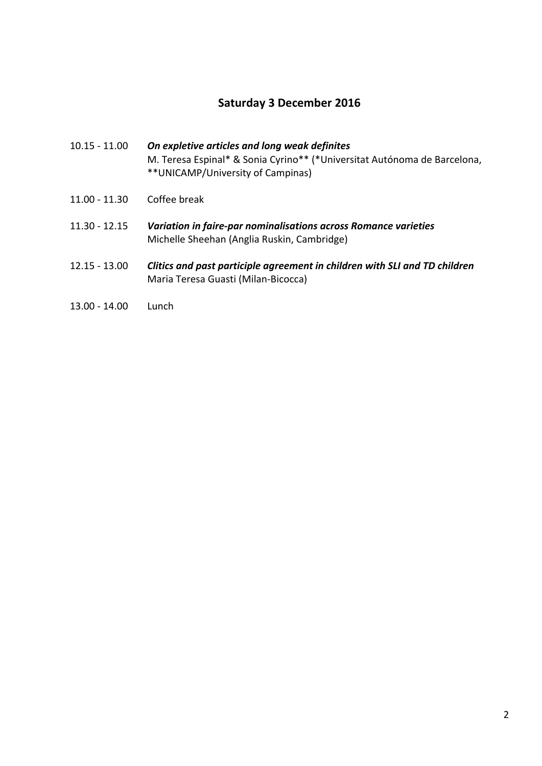## Saturday 3 December 2016

10.15 - 11.00 ***On expletive articles and long weak definites***
M. Teresa Espinal* & Sonia Cyrino** (*Universitat Autónoma de Barcelona, **UNICAMP/University of Campinas)

11.00 - 11.30 Coffee break

11.30 - 12.15 ***Variation in faire-par nominalisations across Romance varieties***
Michelle Sheehan (Anglia Ruskin, Cambridge)

12.15 - 13.00 ***Clitics and past participle agreement in children with SLI and TD children***
Maria Teresa Guasti (Milan-Bicocca)

13.00 - 14.00 Lunch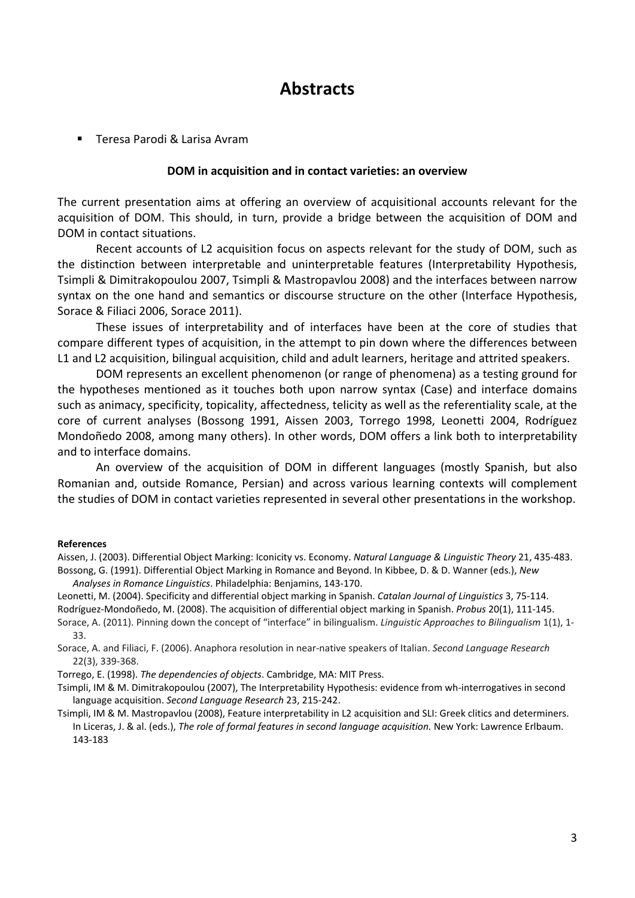# Abstracts

- Teresa Parodi & Larisa Avram

### DOM in acquisition and in contact varieties: an overview

The current presentation aims at offering an overview of acquisitional accounts relevant for the acquisition of DOM. This should, in turn, provide a bridge between the acquisition of DOM and DOM in contact situations.

Recent accounts of L2 acquisition focus on aspects relevant for the study of DOM, such as the distinction between interpretable and uninterpretable features (Interpretability Hypothesis, Tsimpli & Dimitrakopoulou 2007, Tsimpli & Mastropavlou 2008) and the interfaces between narrow syntax on the one hand and semantics or discourse structure on the other (Interface Hypothesis, Sorace & Filiaci 2006, Sorace 2011).

These issues of interpretability and of interfaces have been at the core of studies that compare different types of acquisition, in the attempt to pin down where the differences between L1 and L2 acquisition, bilingual acquisition, child and adult learners, heritage and attrited speakers.

DOM represents an excellent phenomenon (or range of phenomena) as a testing ground for the hypotheses mentioned as it touches both upon narrow syntax (Case) and interface domains such as animacy, specificity, topicality, affectedness, telicity as well as the referentiality scale, at the core of current analyses (Bossong 1991, Aissen 2003, Torrego 1998, Leonetti 2004, Rodríguez Mondoñedo 2008, among many others). In other words, DOM offers a link both to interpretability and to interface domains.

An overview of the acquisition of DOM in different languages (mostly Spanish, but also Romanian and, outside Romance, Persian) and across various learning contexts will complement the studies of DOM in contact varieties represented in several other presentations in the workshop.

**References**

Aissen, J. (2003). Differential Object Marking: Iconicity vs. Economy. *Natural Language & Linguistic Theory* 21, 435-483.

Bossong, G. (1991). Differential Object Marking in Romance and Beyond. In Kibbee, D. & D. Wanner (eds.), *New Analyses in Romance Linguistics*. Philadelphia: Benjamins, 143-170.

Leonetti, M. (2004). Specificity and differential object marking in Spanish. *Catalan Journal of Linguistics* 3, 75-114.

Rodríguez-Mondoñedo, M. (2008). The acquisition of differential object marking in Spanish. *Probus* 20(1), 111-145.

Sorace, A. (2011). Pinning down the concept of "interface" in bilingualism. *Linguistic Approaches to Bilingualism* 1(1), 1-33.

Sorace, A. and Filiaci, F. (2006). Anaphora resolution in near-native speakers of Italian. *Second Language Research* 22(3), 339-368.

Torrego, E. (1998). *The dependencies of objects*. Cambridge, MA: MIT Press.

Tsimpli, IM & M. Dimitrakopoulou (2007), The Interpretability Hypothesis: evidence from wh-interrogatives in second language acquisition. *Second Language Research* 23, 215-242.

Tsimpli, IM & M. Mastropavlou (2008), Feature interpretability in L2 acquisition and SLI: Greek clitics and determiners. In Liceras, J. & al. (eds.), *The role of formal features in second language acquisition.* New York: Lawrence Erlbaum. 143-183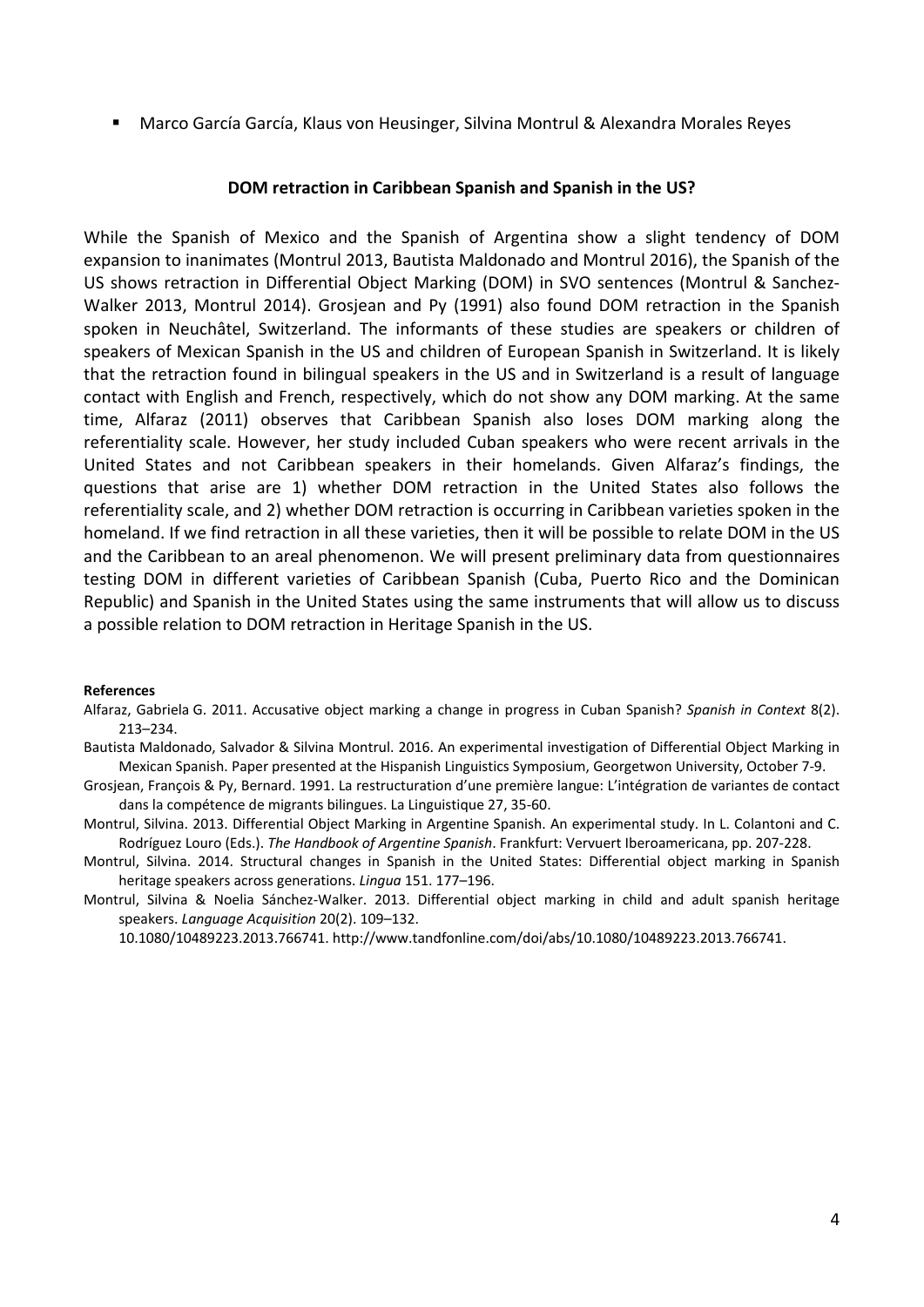- Marco García García, Klaus von Heusinger, Silvina Montrul & Alexandra Morales Reyes

**DOM retraction in Caribbean Spanish and Spanish in the US?**

While the Spanish of Mexico and the Spanish of Argentina show a slight tendency of DOM expansion to inanimates (Montrul 2013, Bautista Maldonado and Montrul 2016), the Spanish of the US shows retraction in Differential Object Marking (DOM) in SVO sentences (Montrul & Sanchez-Walker 2013, Montrul 2014). Grosjean and Py (1991) also found DOM retraction in the Spanish spoken in Neuchâtel, Switzerland. The informants of these studies are speakers or children of speakers of Mexican Spanish in the US and children of European Spanish in Switzerland. It is likely that the retraction found in bilingual speakers in the US and in Switzerland is a result of language contact with English and French, respectively, which do not show any DOM marking. At the same time, Alfaraz (2011) observes that Caribbean Spanish also loses DOM marking along the referentiality scale. However, her study included Cuban speakers who were recent arrivals in the United States and not Caribbean speakers in their homelands. Given Alfaraz's findings, the questions that arise are 1) whether DOM retraction in the United States also follows the referentiality scale, and 2) whether DOM retraction is occurring in Caribbean varieties spoken in the homeland. If we find retraction in all these varieties, then it will be possible to relate DOM in the US and the Caribbean to an areal phenomenon. We will present preliminary data from questionnaires testing DOM in different varieties of Caribbean Spanish (Cuba, Puerto Rico and the Dominican Republic) and Spanish in the United States using the same instruments that will allow us to discuss a possible relation to DOM retraction in Heritage Spanish in the US.

**References**

Alfaraz, Gabriela G. 2011. Accusative object marking a change in progress in Cuban Spanish? *Spanish in Context* 8(2). 213–234.

Bautista Maldonado, Salvador & Silvina Montrul. 2016. An experimental investigation of Differential Object Marking in Mexican Spanish. Paper presented at the Hispanish Linguistics Symposium, Georgetwon University, October 7-9.

Grosjean, François & Py, Bernard. 1991. La restructuration d'une première langue: L'intégration de variantes de contact dans la compétence de migrants bilingues. La Linguistique 27, 35-60.

Montrul, Silvina. 2013. Differential Object Marking in Argentine Spanish. An experimental study. In L. Colantoni and C. Rodríguez Louro (Eds.). *The Handbook of Argentine Spanish*. Frankfurt: Vervuert Iberoamericana, pp. 207-228.

Montrul, Silvina. 2014. Structural changes in Spanish in the United States: Differential object marking in Spanish heritage speakers across generations. *Lingua* 151. 177–196.

Montrul, Silvina & Noelia Sánchez-Walker. 2013. Differential object marking in child and adult spanish heritage speakers. *Language Acquisition* 20(2). 109–132. 10.1080/10489223.2013.766741. http://www.tandfonline.com/doi/abs/10.1080/10489223.2013.766741.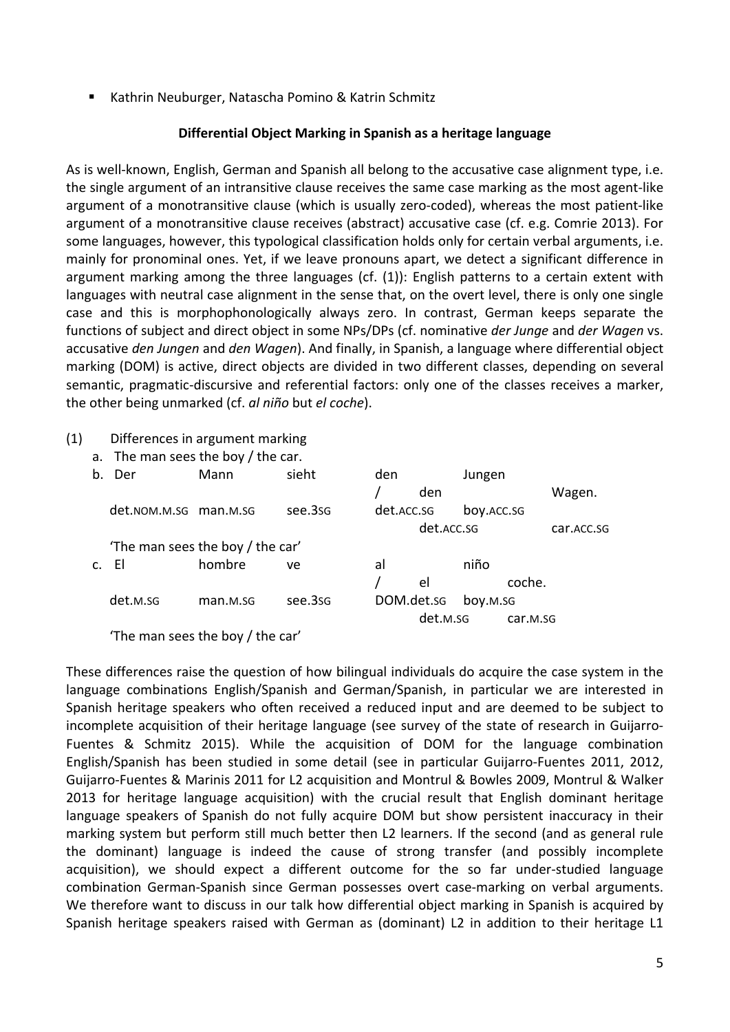- Kathrin Neuburger, Natascha Pomino & Katrin Schmitz

**Differential Object Marking in Spanish as a heritage language**

As is well-known, English, German and Spanish all belong to the accusative case alignment type, i.e. the single argument of an intransitive clause receives the same case marking as the most agent-like argument of a monotransitive clause (which is usually zero-coded), whereas the most patient-like argument of a monotransitive clause receives (abstract) accusative case (cf. e.g. Comrie 2013). For some languages, however, this typological classification holds only for certain verbal arguments, i.e. mainly for pronominal ones. Yet, if we leave pronouns apart, we detect a significant difference in argument marking among the three languages (cf. (1)): English patterns to a certain extent with languages with neutral case alignment in the sense that, on the overt level, there is only one single case and this is morphophonologically always zero. In contrast, German keeps separate the functions of subject and direct object in some NPs/DPs (cf. nominative *der Junge* and *der Wagen* vs. accusative *den Jungen* and *den Wagen*). And finally, in Spanish, a language where differential object marking (DOM) is active, direct objects are divided in two different classes, depending on several semantic, pragmatic-discursive and referential factors: only one of the classes receives a marker, the other being unmarked (cf. *al niño* but *el coche*).

(1) Differences in argument marking

a. The man sees the boy / the car.

b. Der Mann sieht den Jungen / den Wagen.
   det.NOM.M.SG man.M.SG see.3SG det.ACC.SG boy.ACC.SG / det.ACC.SG car.ACC.SG
   'The man sees the boy / the car'

c. El hombre ve al niño / el coche.
   det.M.SG man.M.SG see.3SG DOM.det.SG boy.M.SG / det.M.SG car.M.SG
   'The man sees the boy / the car'

These differences raise the question of how bilingual individuals do acquire the case system in the language combinations English/Spanish and German/Spanish, in particular we are interested in Spanish heritage speakers who often received a reduced input and are deemed to be subject to incomplete acquisition of their heritage language (see survey of the state of research in Guijarro-Fuentes & Schmitz 2015). While the acquisition of DOM for the language combination English/Spanish has been studied in some detail (see in particular Guijarro-Fuentes 2011, 2012, Guijarro-Fuentes & Marinis 2011 for L2 acquisition and Montrul & Bowles 2009, Montrul & Walker 2013 for heritage language acquisition) with the crucial result that English dominant heritage language speakers of Spanish do not fully acquire DOM but show persistent inaccuracy in their marking system but perform still much better then L2 learners. If the second (and as general rule the dominant) language is indeed the cause of strong transfer (and possibly incomplete acquisition), we should expect a different outcome for the so far under-studied language combination German-Spanish since German possesses overt case-marking on verbal arguments. We therefore want to discuss in our talk how differential object marking in Spanish is acquired by Spanish heritage speakers raised with German as (dominant) L2 in addition to their heritage L1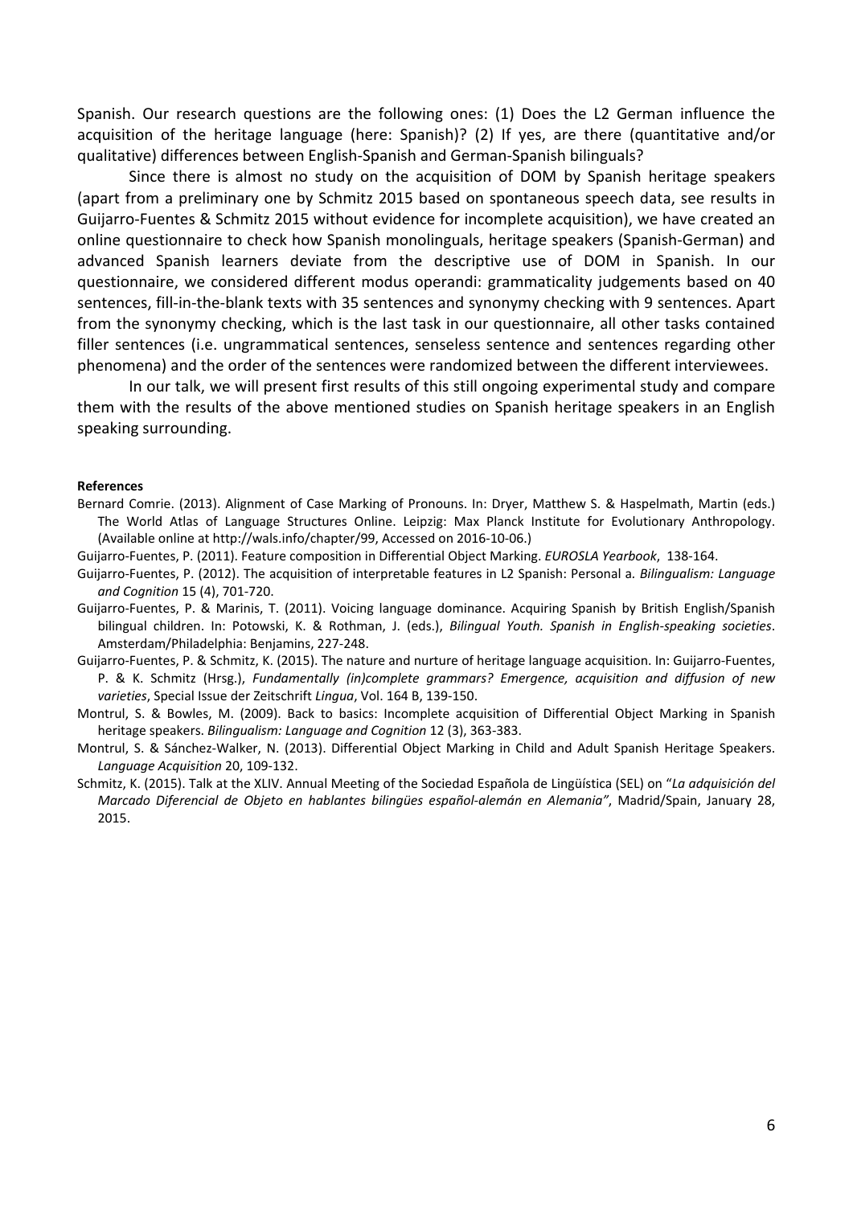Spanish. Our research questions are the following ones: (1) Does the L2 German influence the acquisition of the heritage language (here: Spanish)? (2) If yes, are there (quantitative and/or qualitative) differences between English-Spanish and German-Spanish bilinguals?

Since there is almost no study on the acquisition of DOM by Spanish heritage speakers (apart from a preliminary one by Schmitz 2015 based on spontaneous speech data, see results in Guijarro-Fuentes & Schmitz 2015 without evidence for incomplete acquisition), we have created an online questionnaire to check how Spanish monolinguals, heritage speakers (Spanish-German) and advanced Spanish learners deviate from the descriptive use of DOM in Spanish. In our questionnaire, we considered different modus operandi: grammaticality judgements based on 40 sentences, fill-in-the-blank texts with 35 sentences and synonymy checking with 9 sentences. Apart from the synonymy checking, which is the last task in our questionnaire, all other tasks contained filler sentences (i.e. ungrammatical sentences, senseless sentence and sentences regarding other phenomena) and the order of the sentences were randomized between the different interviewees.

In our talk, we will present first results of this still ongoing experimental study and compare them with the results of the above mentioned studies on Spanish heritage speakers in an English speaking surrounding.

**References**

Bernard Comrie. (2013). Alignment of Case Marking of Pronouns. In: Dryer, Matthew S. & Haspelmath, Martin (eds.) The World Atlas of Language Structures Online. Leipzig: Max Planck Institute for Evolutionary Anthropology. (Available online at http://wals.info/chapter/99, Accessed on 2016-10-06.)

Guijarro-Fuentes, P. (2011). Feature composition in Differential Object Marking. *EUROSLA Yearbook*, 138-164.

Guijarro-Fuentes, P. (2012). The acquisition of interpretable features in L2 Spanish: Personal a. *Bilingualism: Language and Cognition* 15 (4), 701-720.

Guijarro-Fuentes, P. & Marinis, T. (2011). Voicing language dominance. Acquiring Spanish by British English/Spanish bilingual children. In: Potowski, K. & Rothman, J. (eds.), *Bilingual Youth. Spanish in English-speaking societies*. Amsterdam/Philadelphia: Benjamins, 227-248.

Guijarro-Fuentes, P. & Schmitz, K. (2015). The nature and nurture of heritage language acquisition. In: Guijarro-Fuentes, P. & K. Schmitz (Hrsg.), *Fundamentally (in)complete grammars? Emergence, acquisition and diffusion of new varieties*, Special Issue der Zeitschrift *Lingua*, Vol. 164 B, 139-150.

Montrul, S. & Bowles, M. (2009). Back to basics: Incomplete acquisition of Differential Object Marking in Spanish heritage speakers. *Bilingualism: Language and Cognition* 12 (3), 363-383.

Montrul, S. & Sánchez-Walker, N. (2013). Differential Object Marking in Child and Adult Spanish Heritage Speakers. *Language Acquisition* 20, 109-132.

Schmitz, K. (2015). Talk at the XLIV. Annual Meeting of the Sociedad Española de Lingüística (SEL) on "*La adquisición del Marcado Diferencial de Objeto en hablantes bilingües español-alemán en Alemania"*, Madrid/Spain, January 28, 2015.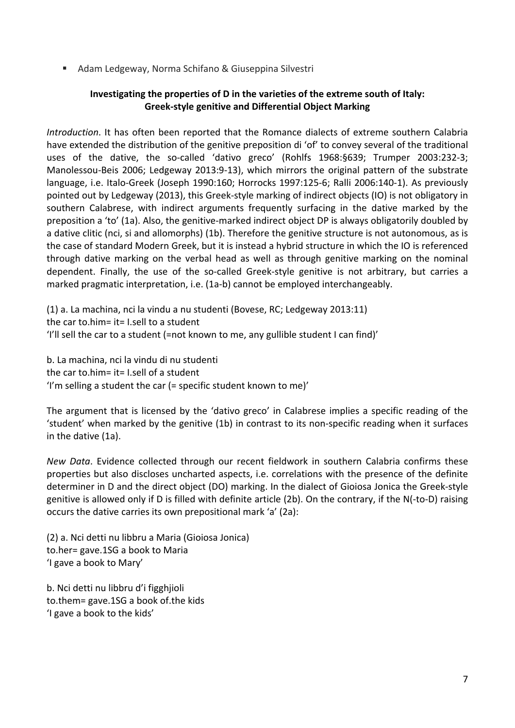- Adam Ledgeway, Norma Schifano & Giuseppina Silvestri

**Investigating the properties of D in the varieties of the extreme south of Italy: Greek-style genitive and Differential Object Marking**

*Introduction*. It has often been reported that the Romance dialects of extreme southern Calabria have extended the distribution of the genitive preposition di 'of' to convey several of the traditional uses of the dative, the so-called 'dativo greco' (Rohlfs 1968:§639; Trumper 2003:232-3; Manolessou-Beis 2006; Ledgeway 2013:9-13), which mirrors the original pattern of the substrate language, i.e. Italo-Greek (Joseph 1990:160; Horrocks 1997:125-6; Ralli 2006:140-1). As previously pointed out by Ledgeway (2013), this Greek-style marking of indirect objects (IO) is not obligatory in southern Calabrese, with indirect arguments frequently surfacing in the dative marked by the preposition a 'to' (1a). Also, the genitive-marked indirect object DP is always obligatorily doubled by a dative clitic (nci, si and allomorphs) (1b). Therefore the genitive structure is not autonomous, as is the case of standard Modern Greek, but it is instead a hybrid structure in which the IO is referenced through dative marking on the verbal head as well as through genitive marking on the nominal dependent. Finally, the use of the so-called Greek-style genitive is not arbitrary, but carries a marked pragmatic interpretation, i.e. (1a-b) cannot be employed interchangeably.

(1) a. La machina, nci la vindu a nu studenti (Bovese, RC; Ledgeway 2013:11)
the car to.him= it= I.sell to a student
'I'll sell the car to a student (=not known to me, any gullible student I can find)'

b. La machina, nci la vindu di nu studenti
the car to.him= it= I.sell of a student
'I'm selling a student the car (= specific student known to me)'

The argument that is licensed by the 'dativo greco' in Calabrese implies a specific reading of the 'student' when marked by the genitive (1b) in contrast to its non-specific reading when it surfaces in the dative (1a).

*New Data*. Evidence collected through our recent fieldwork in southern Calabria confirms these properties but also discloses uncharted aspects, i.e. correlations with the presence of the definite determiner in D and the direct object (DO) marking. In the dialect of Gioiosa Jonica the Greek-style genitive is allowed only if D is filled with definite article (2b). On the contrary, if the N(-to-D) raising occurs the dative carries its own prepositional mark 'a' (2a):

(2) a. Nci detti nu libbru a Maria (Gioiosa Jonica)
to.her= gave.1SG a book to Maria
'I gave a book to Mary'

b. Nci detti nu libbru d'i figghjioli
to.them= gave.1SG a book of.the kids
'I gave a book to the kids'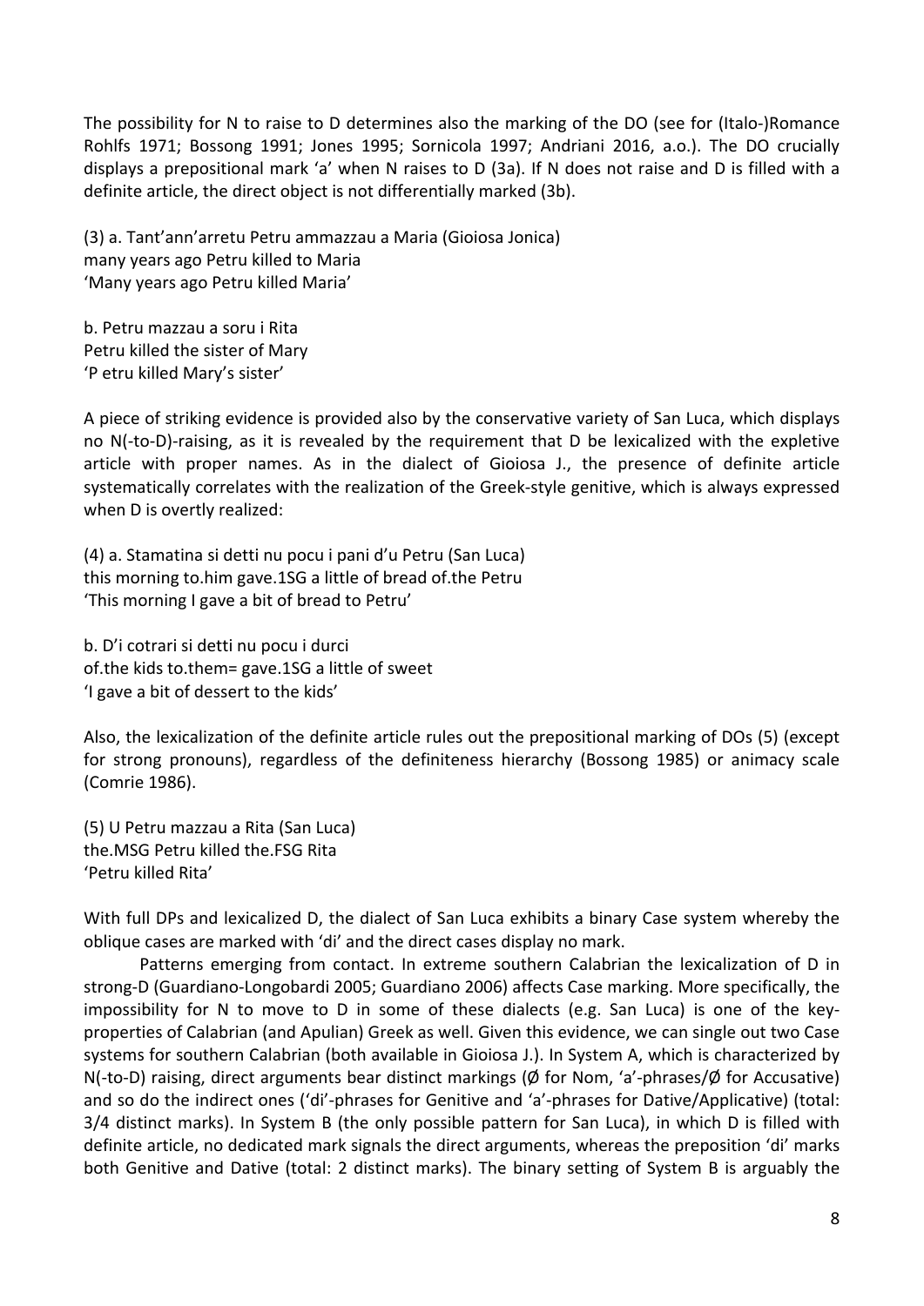The possibility for N to raise to D determines also the marking of the DO (see for (Italo-)Romance Rohlfs 1971; Bossong 1991; Jones 1995; Sornicola 1997; Andriani 2016, a.o.). The DO crucially displays a prepositional mark 'a' when N raises to D (3a). If N does not raise and D is filled with a definite article, the direct object is not differentially marked (3b).

(3) a. Tant'ann'arretu Petru ammazzau a Maria (Gioiosa Jonica)
many years ago Petru killed to Maria
'Many years ago Petru killed Maria'

b. Petru mazzau a soru i Rita
Petru killed the sister of Mary
'P etru killed Mary's sister'

A piece of striking evidence is provided also by the conservative variety of San Luca, which displays no N(-to-D)-raising, as it is revealed by the requirement that D be lexicalized with the expletive article with proper names. As in the dialect of Gioiosa J., the presence of definite article systematically correlates with the realization of the Greek-style genitive, which is always expressed when D is overtly realized:

(4) a. Stamatina si detti nu pocu i pani d'u Petru (San Luca)
this morning to.him gave.1SG a little of bread of.the Petru
'This morning I gave a bit of bread to Petru'

b. D'i cotrari si detti nu pocu i durci
of.the kids to.them= gave.1SG a little of sweet
'I gave a bit of dessert to the kids'

Also, the lexicalization of the definite article rules out the prepositional marking of DOs (5) (except for strong pronouns), regardless of the definiteness hierarchy (Bossong 1985) or animacy scale (Comrie 1986).

(5) U Petru mazzau a Rita (San Luca)
the.MSG Petru killed the.FSG Rita
'Petru killed Rita'

With full DPs and lexicalized D, the dialect of San Luca exhibits a binary Case system whereby the oblique cases are marked with 'di' and the direct cases display no mark.

Patterns emerging from contact. In extreme southern Calabrian the lexicalization of D in strong-D (Guardiano-Longobardi 2005; Guardiano 2006) affects Case marking. More specifically, the impossibility for N to move to D in some of these dialects (e.g. San Luca) is one of the key-properties of Calabrian (and Apulian) Greek as well. Given this evidence, we can single out two Case systems for southern Calabrian (both available in Gioiosa J.). In System A, which is characterized by N(-to-D) raising, direct arguments bear distinct markings (Ø for Nom, 'a'-phrases/Ø for Accusative) and so do the indirect ones ('di'-phrases for Genitive and 'a'-phrases for Dative/Applicative) (total: 3/4 distinct marks). In System B (the only possible pattern for San Luca), in which D is filled with definite article, no dedicated mark signals the direct arguments, whereas the preposition 'di' marks both Genitive and Dative (total: 2 distinct marks). The binary setting of System B is arguably the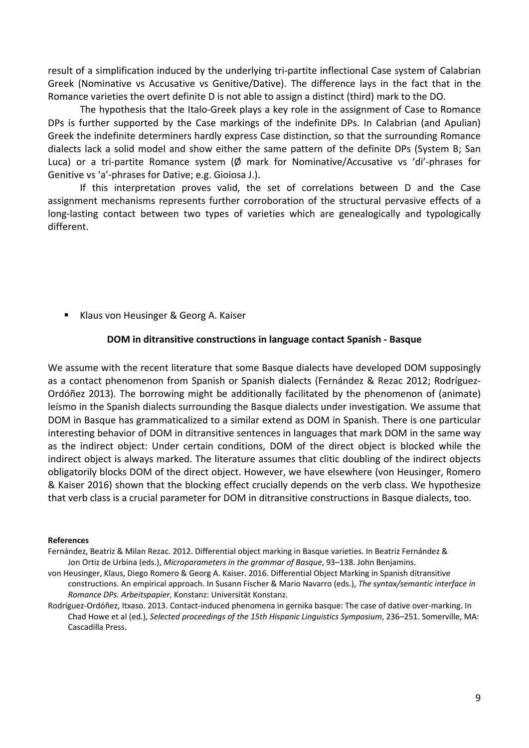result of a simplification induced by the underlying tri-partite inflectional Case system of Calabrian Greek (Nominative vs Accusative vs Genitive/Dative). The difference lays in the fact that in the Romance varieties the overt definite D is not able to assign a distinct (third) mark to the DO.

The hypothesis that the Italo-Greek plays a key role in the assignment of Case to Romance DPs is further supported by the Case markings of the indefinite DPs. In Calabrian (and Apulian) Greek the indefinite determiners hardly express Case distinction, so that the surrounding Romance dialects lack a solid model and show either the same pattern of the definite DPs (System B; San Luca) or a tri-partite Romance system (Ø mark for Nominative/Accusative vs 'di'-phrases for Genitive vs 'a'-phrases for Dative; e.g. Gioiosa J.).

If this interpretation proves valid, the set of correlations between D and the Case assignment mechanisms represents further corroboration of the structural pervasive effects of a long-lasting contact between two types of varieties which are genealogically and typologically different.

- Klaus von Heusinger & Georg A. Kaiser

**DOM in ditransitive constructions in language contact Spanish - Basque**

We assume with the recent literature that some Basque dialects have developed DOM supposingly as a contact phenomenon from Spanish or Spanish dialects (Fernández & Rezac 2012; Rodríguez-Ordóñez 2013). The borrowing might be additionally facilitated by the phenomenon of (animate) leísmo in the Spanish dialects surrounding the Basque dialects under investigation. We assume that DOM in Basque has grammaticalized to a similar extend as DOM in Spanish. There is one particular interesting behavior of DOM in ditransitive sentences in languages that mark DOM in the same way as the indirect object: Under certain conditions, DOM of the direct object is blocked while the indirect object is always marked. The literature assumes that clitic doubling of the indirect objects obligatorily blocks DOM of the direct object. However, we have elsewhere (von Heusinger, Romero & Kaiser 2016) shown that the blocking effect crucially depends on the verb class. We hypothesize that verb class is a crucial parameter for DOM in ditransitive constructions in Basque dialects, too.

**References**

Fernández, Beatriz & Milan Rezac. 2012. Differential object marking in Basque varieties. In Beatriz Fernández & Jon Ortiz de Urbina (eds.), *Microparameters in the grammar of Basque*, 93–138. John Benjamins.

von Heusinger, Klaus, Diego Romero & Georg A. Kaiser. 2016. Differential Object Marking in Spanish ditransitive constructions. An empirical approach. In Susann Fischer & Mario Navarro (eds.), *The syntax/semantic interface in Romance DPs. Arbeitspapier*, Konstanz: Universität Konstanz.

Rodríguez-Ordóñez, Itxaso. 2013. Contact-induced phenomena in gernika basque: The case of dative over-marking. In Chad Howe et al (ed.), *Selected proceedings of the 15th Hispanic Linguistics Symposium*, 236–251. Somerville, MA: Cascadilla Press.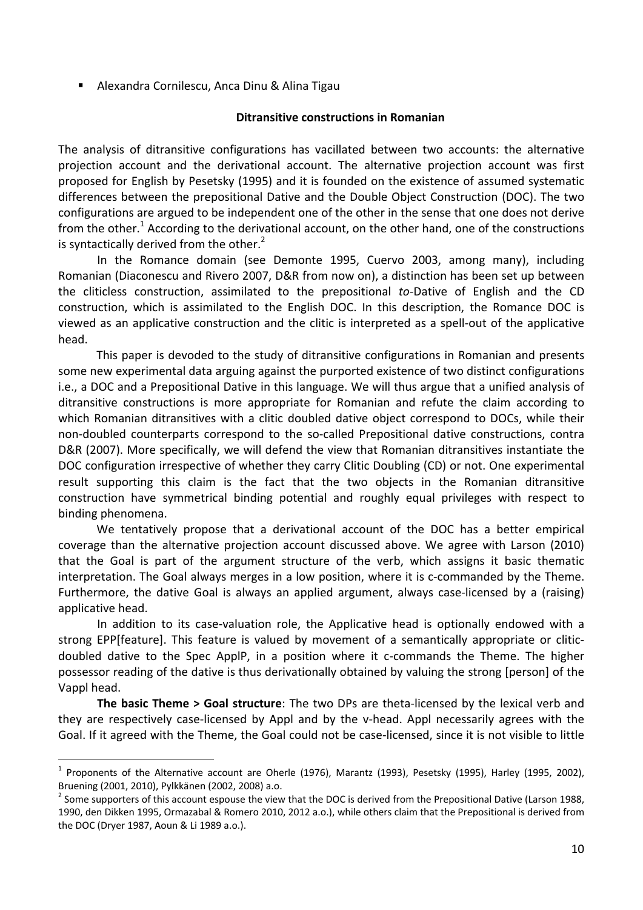- Alexandra Cornilescu, Anca Dinu & Alina Tigau

**Ditransitive constructions in Romanian**

The analysis of ditransitive configurations has vacillated between two accounts: the alternative projection account and the derivational account. The alternative projection account was first proposed for English by Pesetsky (1995) and it is founded on the existence of assumed systematic differences between the prepositional Dative and the Double Object Construction (DOC). The two configurations are argued to be independent one of the other in the sense that one does not derive from the other.[1] According to the derivational account, on the other hand, one of the constructions is syntactically derived from the other.[2]

In the Romance domain (see Demonte 1995, Cuervo 2003, among many), including Romanian (Diaconescu and Rivero 2007, D&R from now on), a distinction has been set up between the cliticless construction, assimilated to the prepositional *to*-Dative of English and the CD construction, which is assimilated to the English DOC. In this description, the Romance DOC is viewed as an applicative construction and the clitic is interpreted as a spell-out of the applicative head.

This paper is devoded to the study of ditransitive configurations in Romanian and presents some new experimental data arguing against the purported existence of two distinct configurations i.e., a DOC and a Prepositional Dative in this language. We will thus argue that a unified analysis of ditransitive constructions is more appropriate for Romanian and refute the claim according to which Romanian ditransitives with a clitic doubled dative object correspond to DOCs, while their non-doubled counterparts correspond to the so-called Prepositional dative constructions, contra D&R (2007). More specifically, we will defend the view that Romanian ditransitives instantiate the DOC configuration irrespective of whether they carry Clitic Doubling (CD) or not. One experimental result supporting this claim is the fact that the two objects in the Romanian ditransitive construction have symmetrical binding potential and roughly equal privileges with respect to binding phenomena.

We tentatively propose that a derivational account of the DOC has a better empirical coverage than the alternative projection account discussed above. We agree with Larson (2010) that the Goal is part of the argument structure of the verb, which assigns it basic thematic interpretation. The Goal always merges in a low position, where it is c-commanded by the Theme. Furthermore, the dative Goal is always an applied argument, always case-licensed by a (raising) applicative head.

In addition to its case-valuation role, the Applicative head is optionally endowed with a strong EPP[feature]. This feature is valued by movement of a semantically appropriate or clitic-doubled dative to the Spec ApplP, in a position where it c-commands the Theme. The higher possessor reading of the dative is thus derivationally obtained by valuing the strong [person] of the Vappl head.

**The basic Theme > Goal structure**: The two DPs are theta-licensed by the lexical verb and they are respectively case-licensed by Appl and by the v-head. Appl necessarily agrees with the Goal. If it agreed with the Theme, the Goal could not be case-licensed, since it is not visible to little

---

[1] Proponents of the Alternative account are Oherle (1976), Marantz (1993), Pesetsky (1995), Harley (1995, 2002), Bruening (2001, 2010), Pylkkänen (2002, 2008) a.o.

[2] Some supporters of this account espouse the view that the DOC is derived from the Prepositional Dative (Larson 1988, 1990, den Dikken 1995, Ormazabal & Romero 2010, 2012 a.o.), while others claim that the Prepositional is derived from the DOC (Dryer 1987, Aoun & Li 1989 a.o.).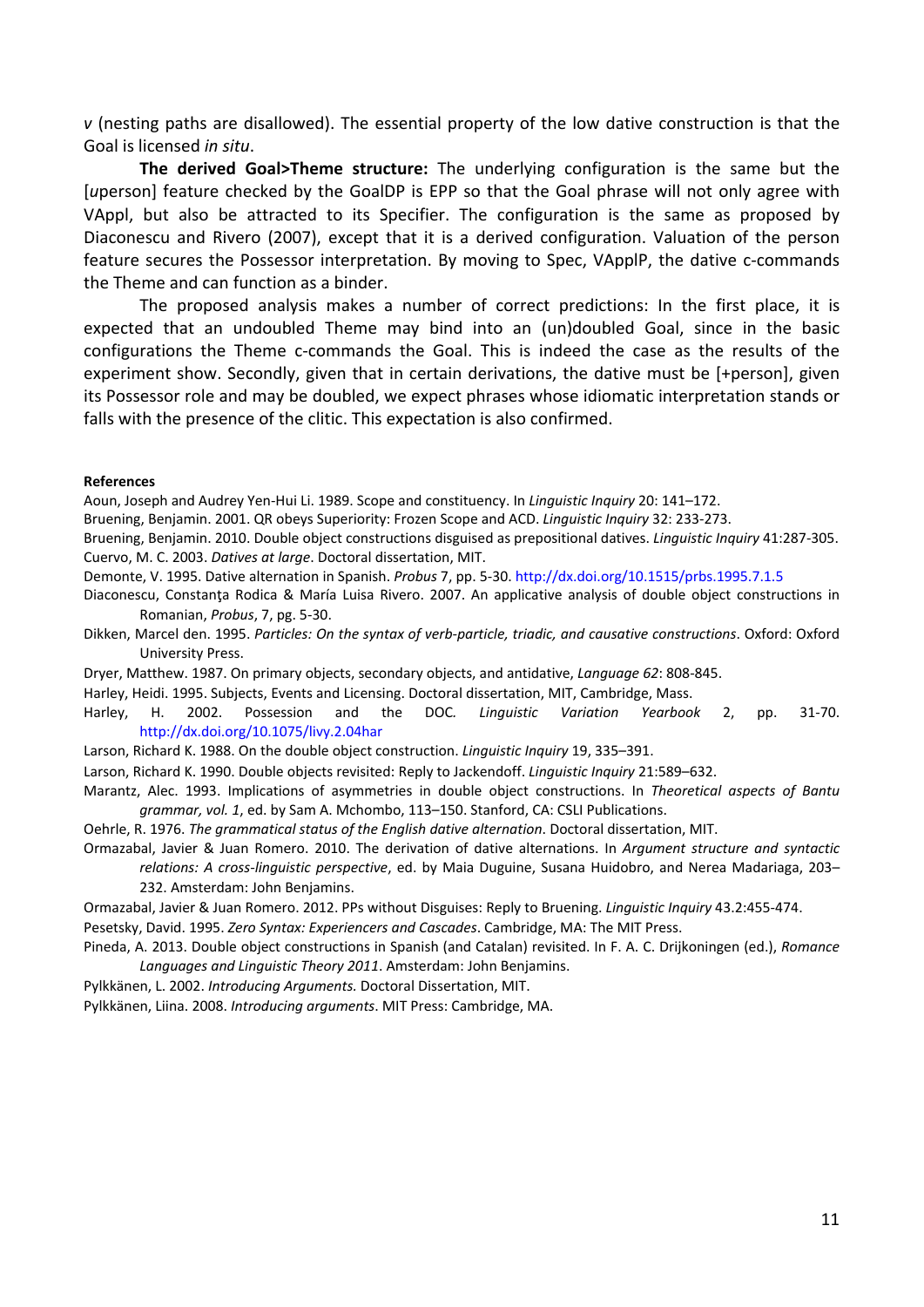*v* (nesting paths are disallowed). The essential property of the low dative construction is that the Goal is licensed *in situ*.

**The derived Goal>Theme structure:** The underlying configuration is the same but the [*u*person] feature checked by the GoalDP is EPP so that the Goal phrase will not only agree with VAppl, but also be attracted to its Specifier. The configuration is the same as proposed by Diaconescu and Rivero (2007), except that it is a derived configuration. Valuation of the person feature secures the Possessor interpretation. By moving to Spec, VApplP, the dative c-commands the Theme and can function as a binder.

The proposed analysis makes a number of correct predictions: In the first place, it is expected that an undoubled Theme may bind into an (un)doubled Goal, since in the basic configurations the Theme c-commands the Goal. This is indeed the case as the results of the experiment show. Secondly, given that in certain derivations, the dative must be [+person], given its Possessor role and may be doubled, we expect phrases whose idiomatic interpretation stands or falls with the presence of the clitic. This expectation is also confirmed.

**References**

Aoun, Joseph and Audrey Yen-Hui Li. 1989. Scope and constituency. In *Linguistic Inquiry* 20: 141–172.

Bruening, Benjamin. 2001. QR obeys Superiority: Frozen Scope and ACD. *Linguistic Inquiry* 32: 233-273.

Bruening, Benjamin. 2010. Double object constructions disguised as prepositional datives. *Linguistic Inquiry* 41:287-305.

Cuervo, M. C. 2003. *Datives at large*. Doctoral dissertation, MIT.

Demonte, V. 1995. Dative alternation in Spanish. *Probus* 7, pp. 5-30. http://dx.doi.org/10.1515/prbs.1995.7.1.5

Diaconescu, Constanţa Rodica & María Luisa Rivero. 2007. An applicative analysis of double object constructions in Romanian, *Probus*, 7, pg. 5-30.

Dikken, Marcel den. 1995. *Particles: On the syntax of verb-particle, triadic, and causative constructions*. Oxford: Oxford University Press.

Dryer, Matthew. 1987. On primary objects, secondary objects, and antidative, *Language 62*: 808-845.

Harley, Heidi. 1995. Subjects, Events and Licensing. Doctoral dissertation, MIT, Cambridge, Mass.

Harley, H. 2002. Possession and the DOC. *Linguistic Variation Yearbook* 2, pp. 31-70. http://dx.doi.org/10.1075/livy.2.04har

Larson, Richard K. 1988. On the double object construction. *Linguistic Inquiry* 19, 335–391.

Larson, Richard K. 1990. Double objects revisited: Reply to Jackendoff. *Linguistic Inquiry* 21:589–632.

Marantz, Alec. 1993. Implications of asymmetries in double object constructions. In *Theoretical aspects of Bantu grammar, vol. 1*, ed. by Sam A. Mchombo, 113–150. Stanford, CA: CSLI Publications.

Oehrle, R. 1976. *The grammatical status of the English dative alternation*. Doctoral dissertation, MIT.

Ormazabal, Javier & Juan Romero. 2010. The derivation of dative alternations. In *Argument structure and syntactic relations: A cross-linguistic perspective*, ed. by Maia Duguine, Susana Huidobro, and Nerea Madariaga, 203–232. Amsterdam: John Benjamins.

Ormazabal, Javier & Juan Romero. 2012. PPs without Disguises: Reply to Bruening. *Linguistic Inquiry* 43.2:455-474.

Pesetsky, David. 1995. *Zero Syntax: Experiencers and Cascades*. Cambridge, MA: The MIT Press.

Pineda, A. 2013. Double object constructions in Spanish (and Catalan) revisited. In F. A. C. Drijkoningen (ed.), *Romance Languages and Linguistic Theory 2011*. Amsterdam: John Benjamins.

Pylkkänen, L. 2002. *Introducing Arguments.* Doctoral Dissertation, MIT.

Pylkkänen, Liina. 2008. *Introducing arguments*. MIT Press: Cambridge, MA.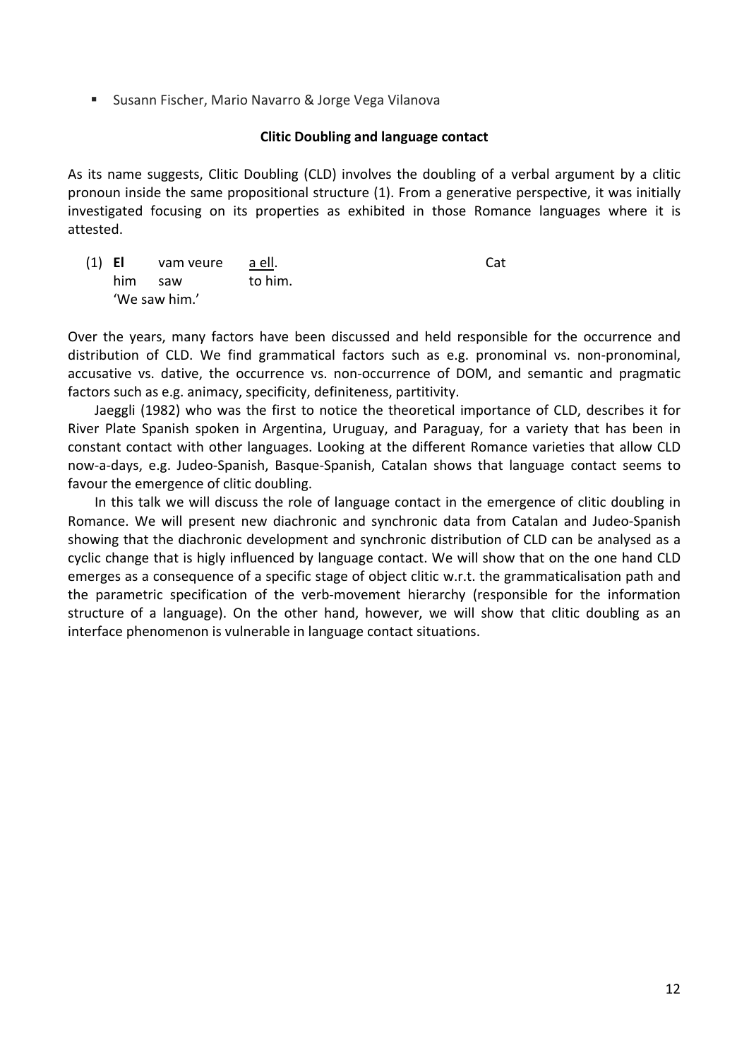- Susann Fischer, Mario Navarro & Jorge Vega Vilanova

**Clitic Doubling and language contact**

As its name suggests, Clitic Doubling (CLD) involves the doubling of a verbal argument by a clitic pronoun inside the same propositional structure (1). From a generative perspective, it was initially investigated focusing on its properties as exhibited in those Romance languages where it is attested.

(1) **El** vam veure <u>a ell</u>. Cat
him saw to him.
'We saw him.'

Over the years, many factors have been discussed and held responsible for the occurrence and distribution of CLD. We find grammatical factors such as e.g. pronominal vs. non-pronominal, accusative vs. dative, the occurrence vs. non-occurrence of DOM, and semantic and pragmatic factors such as e.g. animacy, specificity, definiteness, partitivity.

Jaeggli (1982) who was the first to notice the theoretical importance of CLD, describes it for River Plate Spanish spoken in Argentina, Uruguay, and Paraguay, for a variety that has been in constant contact with other languages. Looking at the different Romance varieties that allow CLD now-a-days, e.g. Judeo-Spanish, Basque-Spanish, Catalan shows that language contact seems to favour the emergence of clitic doubling.

In this talk we will discuss the role of language contact in the emergence of clitic doubling in Romance. We will present new diachronic and synchronic data from Catalan and Judeo-Spanish showing that the diachronic development and synchronic distribution of CLD can be analysed as a cyclic change that is higly influenced by language contact. We will show that on the one hand CLD emerges as a consequence of a specific stage of object clitic w.r.t. the grammaticalisation path and the parametric specification of the verb-movement hierarchy (responsible for the information structure of a language). On the other hand, however, we will show that clitic doubling as an interface phenomenon is vulnerable in language contact situations.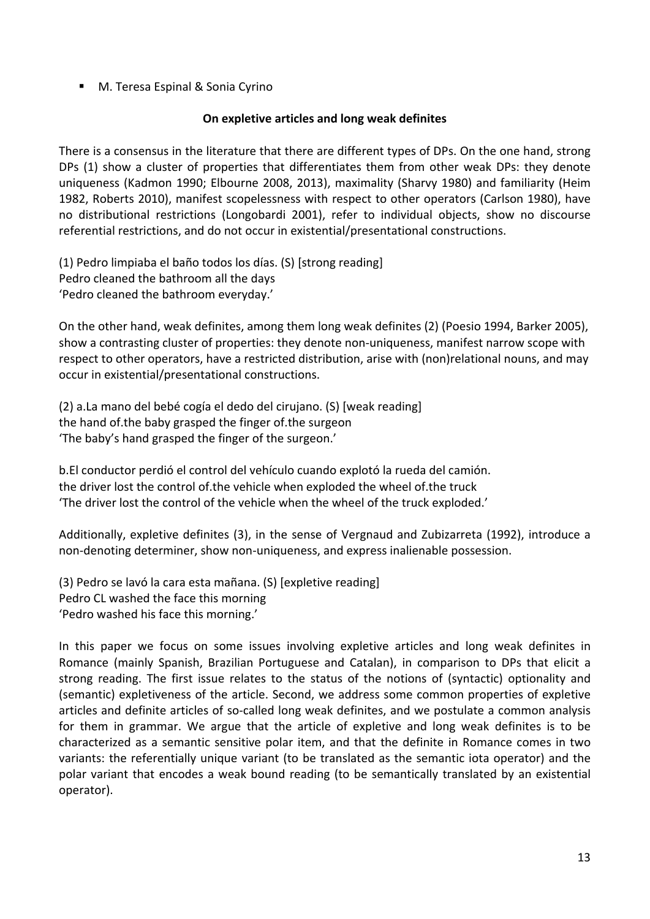- M. Teresa Espinal & Sonia Cyrino

**On expletive articles and long weak definites**

There is a consensus in the literature that there are different types of DPs. On the one hand, strong DPs (1) show a cluster of properties that differentiates them from other weak DPs: they denote uniqueness (Kadmon 1990; Elbourne 2008, 2013), maximality (Sharvy 1980) and familiarity (Heim 1982, Roberts 2010), manifest scopelessness with respect to other operators (Carlson 1980), have no distributional restrictions (Longobardi 2001), refer to individual objects, show no discourse referential restrictions, and do not occur in existential/presentational constructions.

(1) Pedro limpiaba el baño todos los días. (S) [strong reading]
Pedro cleaned the bathroom all the days
'Pedro cleaned the bathroom everyday.'

On the other hand, weak definites, among them long weak definites (2) (Poesio 1994, Barker 2005), show a contrasting cluster of properties: they denote non-uniqueness, manifest narrow scope with respect to other operators, have a restricted distribution, arise with (non)relational nouns, and may occur in existential/presentational constructions.

(2) a.La mano del bebé cogía el dedo del cirujano. (S) [weak reading]
the hand of.the baby grasped the finger of.the surgeon
'The baby's hand grasped the finger of the surgeon.'

b.El conductor perdió el control del vehículo cuando explotó la rueda del camión.
the driver lost the control of.the vehicle when exploded the wheel of.the truck
'The driver lost the control of the vehicle when the wheel of the truck exploded.'

Additionally, expletive definites (3), in the sense of Vergnaud and Zubizarreta (1992), introduce a non-denoting determiner, show non-uniqueness, and express inalienable possession.

(3) Pedro se lavó la cara esta mañana. (S) [expletive reading]
Pedro CL washed the face this morning
'Pedro washed his face this morning.'

In this paper we focus on some issues involving expletive articles and long weak definites in Romance (mainly Spanish, Brazilian Portuguese and Catalan), in comparison to DPs that elicit a strong reading. The first issue relates to the status of the notions of (syntactic) optionality and (semantic) expletiveness of the article. Second, we address some common properties of expletive articles and definite articles of so-called long weak definites, and we postulate a common analysis for them in grammar. We argue that the article of expletive and long weak definites is to be characterized as a semantic sensitive polar item, and that the definite in Romance comes in two variants: the referentially unique variant (to be translated as the semantic iota operator) and the polar variant that encodes a weak bound reading (to be semantically translated by an existential operator).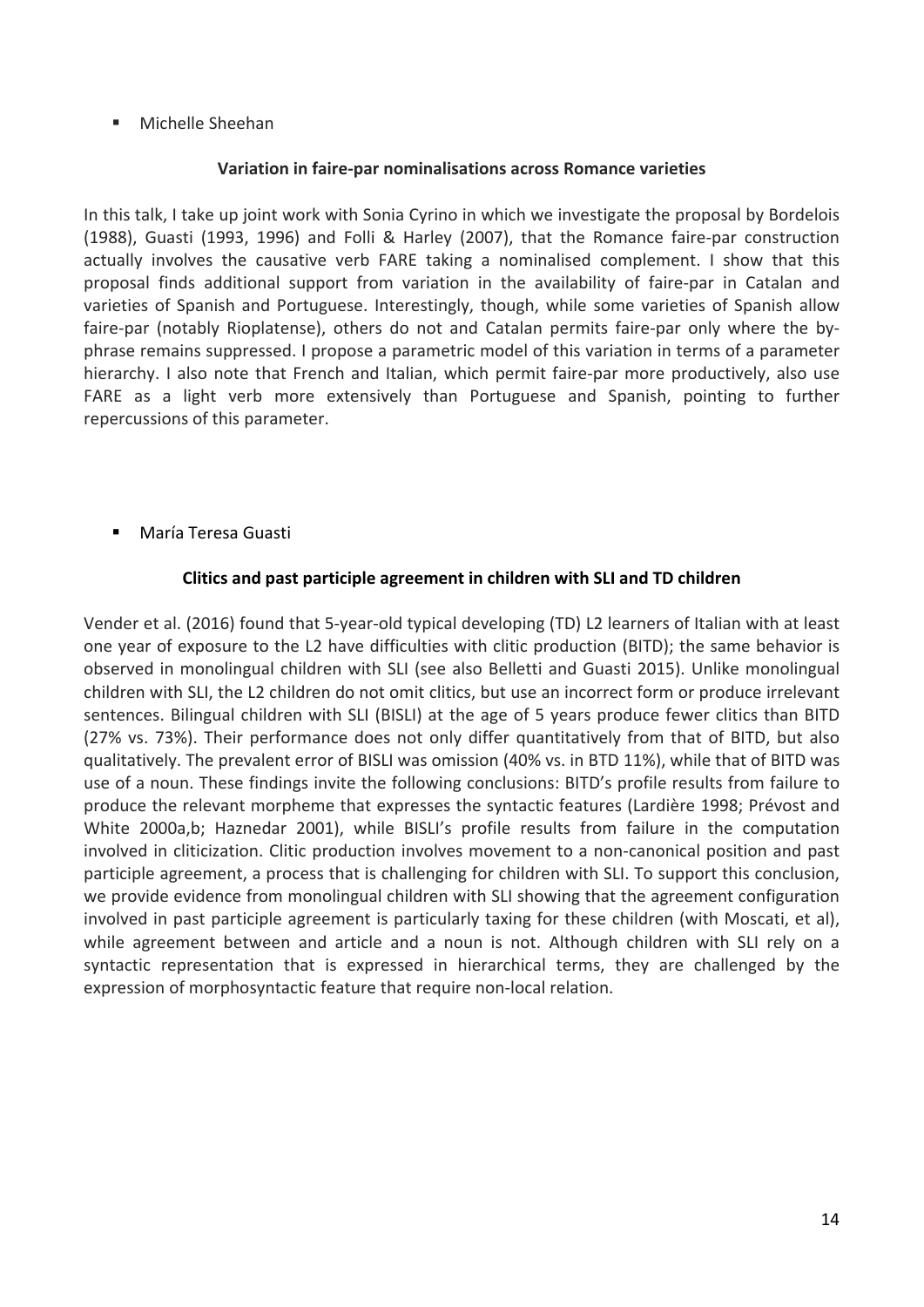- Michelle Sheehan

**Variation in faire-par nominalisations across Romance varieties**

In this talk, I take up joint work with Sonia Cyrino in which we investigate the proposal by Bordelois (1988), Guasti (1993, 1996) and Folli & Harley (2007), that the Romance faire-par construction actually involves the causative verb FARE taking a nominalised complement. I show that this proposal finds additional support from variation in the availability of faire-par in Catalan and varieties of Spanish and Portuguese. Interestingly, though, while some varieties of Spanish allow faire-par (notably Rioplatense), others do not and Catalan permits faire-par only where the by-phrase remains suppressed. I propose a parametric model of this variation in terms of a parameter hierarchy. I also note that French and Italian, which permit faire-par more productively, also use FARE as a light verb more extensively than Portuguese and Spanish, pointing to further repercussions of this parameter.

- María Teresa Guasti

**Clitics and past participle agreement in children with SLI and TD children**

Vender et al. (2016) found that 5-year-old typical developing (TD) L2 learners of Italian with at least one year of exposure to the L2 have difficulties with clitic production (BITD); the same behavior is observed in monolingual children with SLI (see also Belletti and Guasti 2015). Unlike monolingual children with SLI, the L2 children do not omit clitics, but use an incorrect form or produce irrelevant sentences. Bilingual children with SLI (BISLI) at the age of 5 years produce fewer clitics than BITD (27% vs. 73%). Their performance does not only differ quantitatively from that of BITD, but also qualitatively. The prevalent error of BISLI was omission (40% vs. in BTD 11%), while that of BITD was use of a noun. These findings invite the following conclusions: BITD's profile results from failure to produce the relevant morpheme that expresses the syntactic features (Lardière 1998; Prévost and White 2000a,b; Haznedar 2001), while BISLI's profile results from failure in the computation involved in cliticization. Clitic production involves movement to a non-canonical position and past participle agreement, a process that is challenging for children with SLI. To support this conclusion, we provide evidence from monolingual children with SLI showing that the agreement configuration involved in past participle agreement is particularly taxing for these children (with Moscati, et al), while agreement between and article and a noun is not. Although children with SLI rely on a syntactic representation that is expressed in hierarchical terms, they are challenged by the expression of morphosyntactic feature that require non-local relation.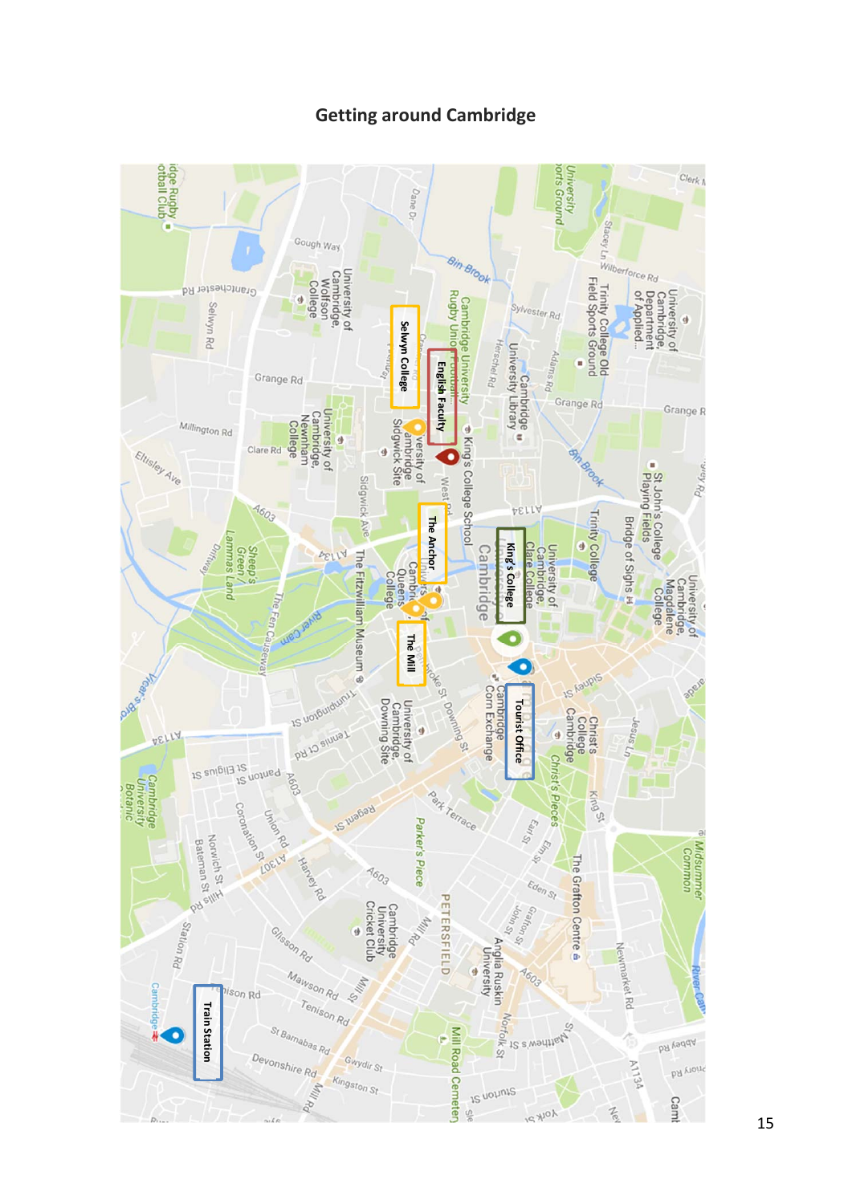# Getting around Cambridge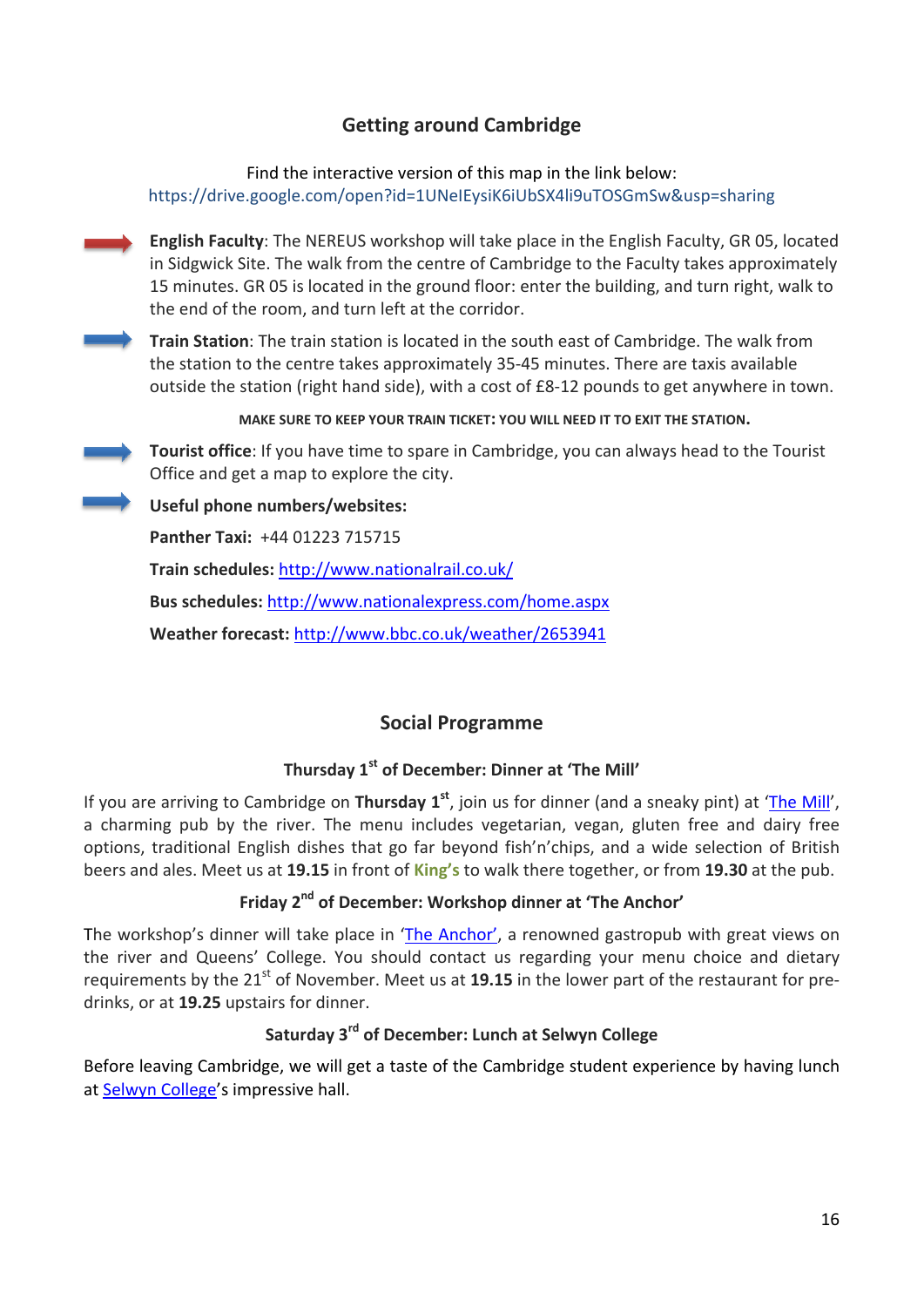## Getting around Cambridge

Find the interactive version of this map in the link below:
https://drive.google.com/open?id=1UNeIEysiK6iUbSX4li9uTOSGmSw&usp=sharing

**English Faculty**: The NEREUS workshop will take place in the English Faculty, GR 05, located in Sidgwick Site. The walk from the centre of Cambridge to the Faculty takes approximately 15 minutes. GR 05 is located in the ground floor: enter the building, and turn right, walk to the end of the room, and turn left at the corridor.

**Train Station**: The train station is located in the south east of Cambridge. The walk from the station to the centre takes approximately 35-45 minutes. There are taxis available outside the station (right hand side), with a cost of £8-12 pounds to get anywhere in town.

**MAKE SURE TO KEEP YOUR TRAIN TICKET: YOU WILL NEED IT TO EXIT THE STATION.**

**Tourist office**: If you have time to spare in Cambridge, you can always head to the Tourist Office and get a map to explore the city.

**Useful phone numbers/websites:**

**Panther Taxi:** +44 01223 715715

**Train schedules:** http://www.nationalrail.co.uk/

**Bus schedules:** http://www.nationalexpress.com/home.aspx

**Weather forecast:** http://www.bbc.co.uk/weather/2653941

## Social Programme

### Thursday 1st of December: Dinner at 'The Mill'

If you are arriving to Cambridge on **Thursday 1st**, join us for dinner (and a sneaky pint) at 'The Mill', a charming pub by the river. The menu includes vegetarian, vegan, gluten free and dairy free options, traditional English dishes that go far beyond fish'n'chips, and a wide selection of British beers and ales. Meet us at **19.15** in front of **King's** to walk there together, or from **19.30** at the pub.

### Friday 2nd of December: Workshop dinner at 'The Anchor'

The workshop's dinner will take place in 'The Anchor', a renowned gastropub with great views on the river and Queens' College. You should contact us regarding your menu choice and dietary requirements by the 21st of November. Meet us at **19.15** in the lower part of the restaurant for pre-drinks, or at **19.25** upstairs for dinner.

### Saturday 3rd of December: Lunch at Selwyn College

Before leaving Cambridge, we will get a taste of the Cambridge student experience by having lunch at Selwyn College's impressive hall.